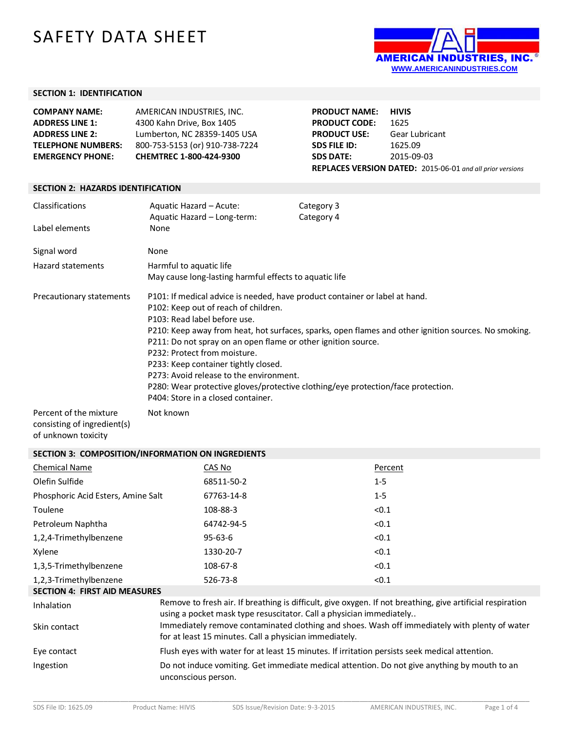# SAFETY DATA SHEET

AMERICAN INDUSTRIES, INC.
WWW.AMERICANINDUSTRIES.COM

## SECTION 1: IDENTIFICATION

| | |
|---|---|
| **COMPANY NAME:** | AMERICAN INDUSTRIES, INC. |
| **ADDRESS LINE 1:** | 4300 Kahn Drive, Box 1405 |
| **ADDRESS LINE 2:** | Lumberton, NC 28359-1405 USA |
| **TELEPHONE NUMBERS:** | 800-753-5153 (or) 910-738-7224 |
| **EMERGENCY PHONE:** | **CHEMTREC 1-800-424-9300** |

| | |
|---|---|
| **PRODUCT NAME:** | **HIVIS** |
| **PRODUCT CODE:** | 1625 |
| **PRODUCT USE:** | Gear Lubricant |
| **SDS FILE ID:** | 1625.09 |
| **SDS DATE:** | 2015-09-03 |

**REPLACES VERSION DATED:** 2015-06-01 *and all prior versions*

## SECTION 2: HAZARDS IDENTIFICATION

| | | |
|---|---|---|
| Classifications | Aquatic Hazard – Acute: | Category 3 |
| | Aquatic Hazard – Long-term: | Category 4 |
| Label elements | None | |

Signal word: None

Hazard statements:
Harmful to aquatic life
May cause long-lasting harmful effects to aquatic life

Precautionary statements:
P101: If medical advice is needed, have product container or label at hand.
P102: Keep out of reach of children.
P103: Read label before use.
P210: Keep away from heat, hot surfaces, sparks, open flames and other ignition sources. No smoking.
P211: Do not spray on an open flame or other ignition source.
P232: Protect from moisture.
P233: Keep container tightly closed.
P273: Avoid release to the environment.
P280: Wear protective gloves/protective clothing/eye protection/face protection.
P404: Store in a closed container.

Percent of the mixture consisting of ingredient(s) of unknown toxicity: Not known

## SECTION 3: COMPOSITION/INFORMATION ON INGREDIENTS

| Chemical Name | CAS No | Percent |
|---|---|---|
| Olefin Sulfide | 68511-50-2 | 1-5 |
| Phosphoric Acid Esters, Amine Salt | 67763-14-8 | 1-5 |
| Toulene | 108-88-3 | <0.1 |
| Petroleum Naphtha | 64742-94-5 | <0.1 |
| 1,2,4-Trimethylbenzene | 95-63-6 | <0.1 |
| Xylene | 1330-20-7 | <0.1 |
| 1,3,5-Trimethylbenzene | 108-67-8 | <0.1 |
| 1,2,3-Trimethylbenzene | 526-73-8 | <0.1 |

## SECTION 4: FIRST AID MEASURES

| | |
|---|---|
| Inhalation | Remove to fresh air. If breathing is difficult, give oxygen. If not breathing, give artificial respiration using a pocket mask type resuscitator. Call a physician immediately.. |
| Skin contact | Immediately remove contaminated clothing and shoes. Wash off immediately with plenty of water for at least 15 minutes. Call a physician immediately. |
| Eye contact | Flush eyes with water for at least 15 minutes. If irritation persists seek medical attention. |
| Ingestion | Do not induce vomiting. Get immediate medical attention. Do not give anything by mouth to an unconscious person. |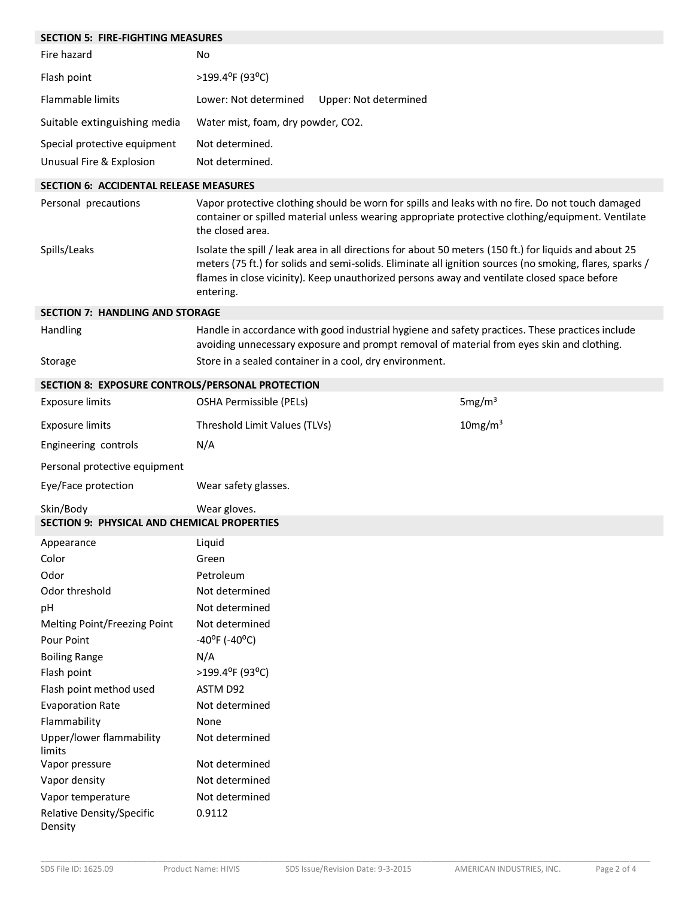## SECTION 5: FIRE-FIGHTING MEASURES

| | |
|---|---|
| Fire hazard | No |
| Flash point | >199.4°F (93°C) |
| Flammable limits | Lower: Not determined Upper: Not determined |
| Suitable extinguishing media | Water mist, foam, dry powder, $CO_2$. |
| Special protective equipment | Not determined. |
| Unusual Fire & Explosion | Not determined. |

## SECTION 6: ACCIDENTAL RELEASE MEASURES

| | |
|---|---|
| Personal precautions | Vapor protective clothing should be worn for spills and leaks with no fire. Do not touch damaged container or spilled material unless wearing appropriate protective clothing/equipment. Ventilate the closed area. |
| Spills/Leaks | Isolate the spill / leak area in all directions for about 50 meters (150 ft.) for liquids and about 25 meters (75 ft.) for solids and semi-solids. Eliminate all ignition sources (no smoking, flares, sparks / flames in close vicinity). Keep unauthorized persons away and ventilate closed space before entering. |

## SECTION 7: HANDLING AND STORAGE

| | |
|---|---|
| Handling | Handle in accordance with good industrial hygiene and safety practices. These practices include avoiding unnecessary exposure and prompt removal of material from eyes skin and clothing. |
| Storage | Store in a sealed container in a cool, dry environment. |

## SECTION 8: EXPOSURE CONTROLS/PERSONAL PROTECTION

| | | |
|---|---|---|
| Exposure limits | OSHA Permissible (PELs) | 5mg/$m^3$ |
| Exposure limits | Threshold Limit Values (TLVs) | 10mg/$m^3$ |
| Engineering controls | N/A | |
| Personal protective equipment | | |
| Eye/Face protection | Wear safety glasses. | |
| Skin/Body | Wear gloves. | |

## SECTION 9: PHYSICAL AND CHEMICAL PROPERTIES

| | |
|---|---|
| Appearance | Liquid |
| Color | Green |
| Odor | Petroleum |
| Odor threshold | Not determined |
| pH | Not determined |
| Melting Point/Freezing Point | Not determined |
| Pour Point | -40°F (-40°C) |
| Boiling Range | N/A |
| Flash point | >199.4°F (93°C) |
| Flash point method used | ASTM D92 |
| Evaporation Rate | Not determined |
| Flammability | None |
| Upper/lower flammability limits | Not determined |
| Vapor pressure | Not determined |
| Vapor density | Not determined |
| Vapor temperature | Not determined |
| Relative Density/Specific Density | 0.9112 |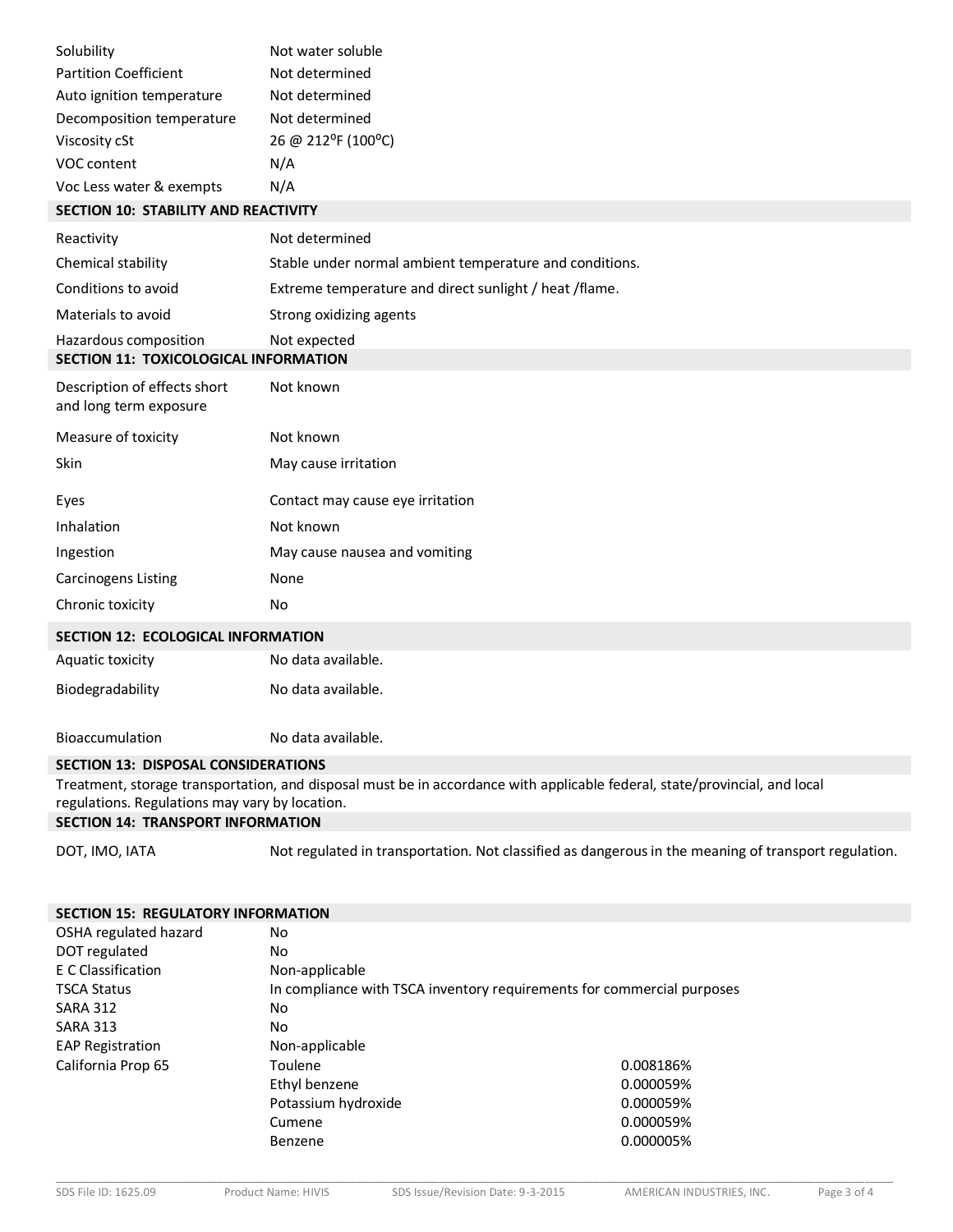| | |
|---|---|
| Solubility | Not water soluble |
| Partition Coefficient | Not determined |
| Auto ignition temperature | Not determined |
| Decomposition temperature | Not determined |
| Viscosity cSt | 26 @ 212$^{o}$F (100$^{o}$C) |
| VOC content | N/A |
| Voc Less water & exempts | N/A |

## SECTION 10: STABILITY AND REACTIVITY

| | |
|---|---|
| Reactivity | Not determined |
| Chemical stability | Stable under normal ambient temperature and conditions. |
| Conditions to avoid | Extreme temperature and direct sunlight / heat /flame. |
| Materials to avoid | Strong oxidizing agents |
| Hazardous composition | Not expected |

## SECTION 11: TOXICOLOGICAL INFORMATION

| | |
|---|---|
| Description of effects short and long term exposure | Not known |
| Measure of toxicity | Not known |
| Skin | May cause irritation |
| Eyes | Contact may cause eye irritation |
| Inhalation | Not known |
| Ingestion | May cause nausea and vomiting |
| Carcinogens Listing | None |
| Chronic toxicity | No |

## SECTION 12: ECOLOGICAL INFORMATION

| | |
|---|---|
| Aquatic toxicity | No data available. |
| Biodegradability | No data available. |
| Bioaccumulation | No data available. |

## SECTION 13: DISPOSAL CONSIDERATIONS

Treatment, storage transportation, and disposal must be in accordance with applicable federal, state/provincial, and local regulations. Regulations may vary by location.

## SECTION 14: TRANSPORT INFORMATION

| | |
|---|---|
| DOT, IMO, IATA | Not regulated in transportation. Not classified as dangerous in the meaning of transport regulation. |

## SECTION 15: REGULATORY INFORMATION

| | | |
|---|---|---|
| OSHA regulated hazard | No | |
| DOT regulated | No | |
| E C Classification | Non-applicable | |
| TSCA Status | In compliance with TSCA inventory requirements for commercial purposes | |
| SARA 312 | No | |
| SARA 313 | No | |
| EAP Registration | Non-applicable | |
| California Prop 65 | Toulene | 0.008186% |
| | Ethyl benzene | 0.000059% |
| | Potassium hydroxide | 0.000059% |
| | Cumene | 0.000059% |
| | Benzene | 0.000005% |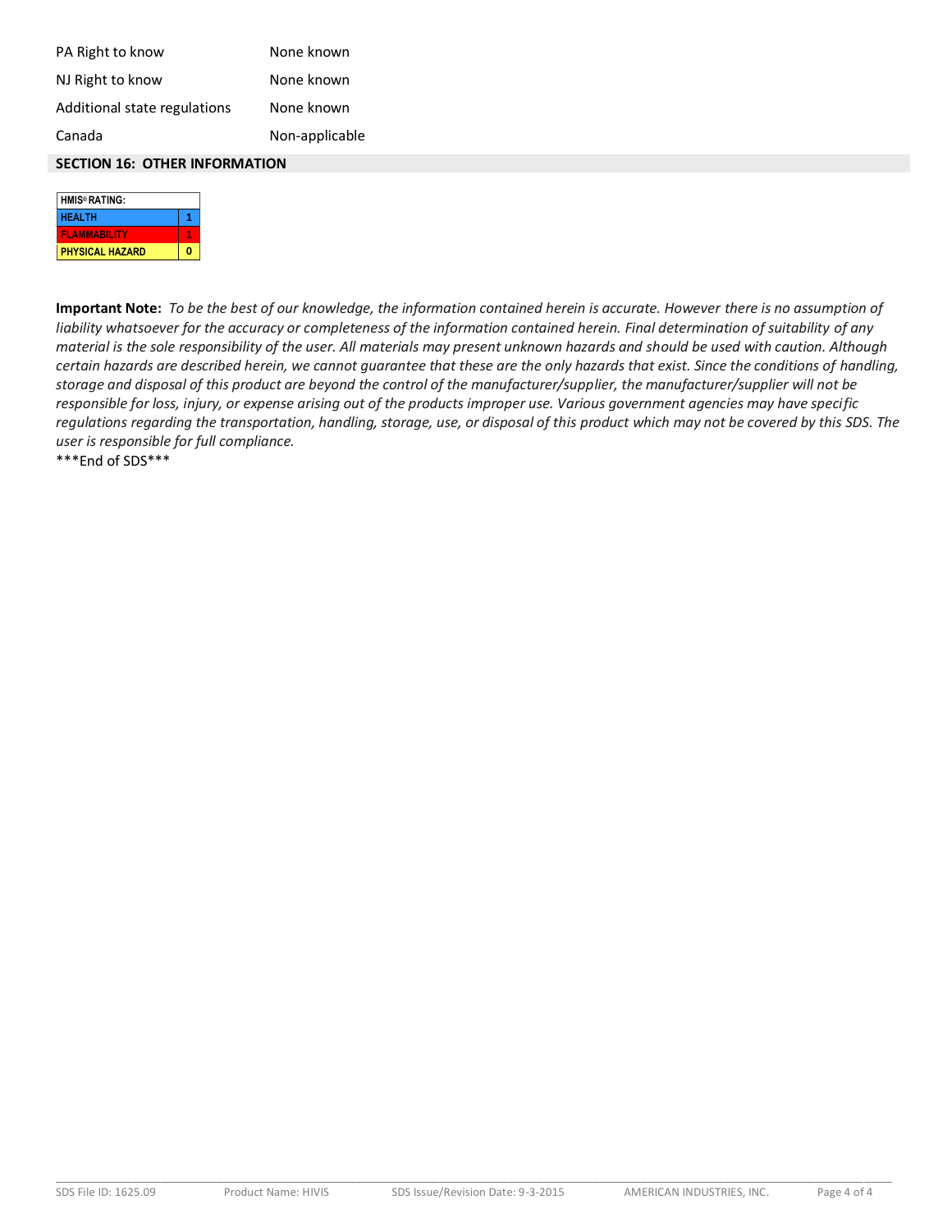| | |
|---|---|
| PA Right to know | None known |
| NJ Right to know | None known |
| Additional state regulations | None known |
| Canada | Non-applicable |

## SECTION 16: OTHER INFORMATION

| HMIS® RATING: | |
|---|---|
| HEALTH | 1 |
| FLAMMABILITY | 1 |
| PHYSICAL HAZARD | 0 |

**Important Note:** *To be the best of our knowledge, the information contained herein is accurate. However there is no assumption of liability whatsoever for the accuracy or completeness of the information contained herein. Final determination of suitability of any material is the sole responsibility of the user. All materials may present unknown hazards and should be used with caution. Although certain hazards are described herein, we cannot guarantee that these are the only hazards that exist. Since the conditions of handling, storage and disposal of this product are beyond the control of the manufacturer/supplier, the manufacturer/supplier will not be responsible for loss, injury, or expense arising out of the products improper use. Various government agencies may have specific regulations regarding the transportation, handling, storage, use, or disposal of this product which may not be covered by this SDS. The user is responsible for full compliance.*

***End of SDS***